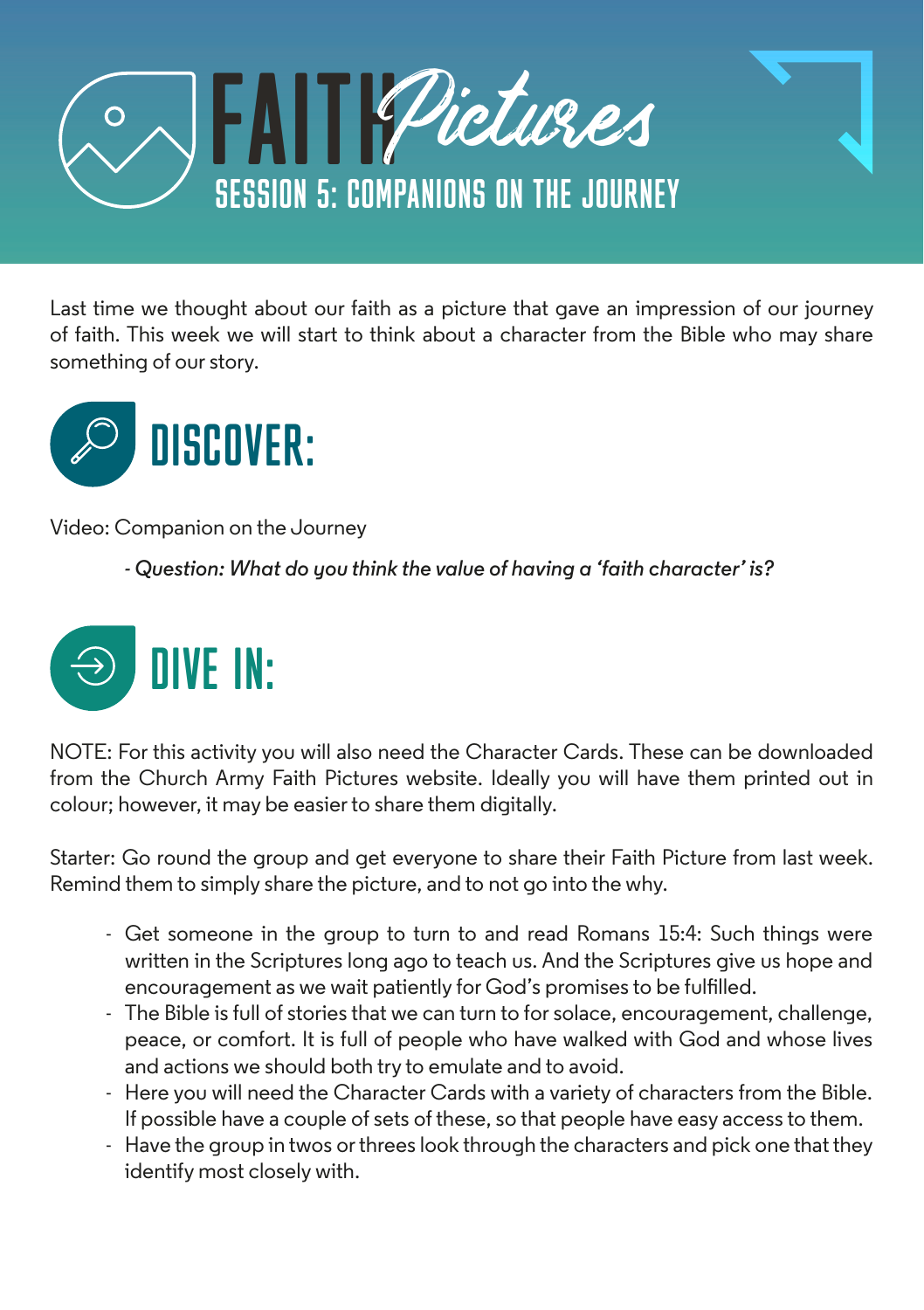# FAITH Pictures

## SESSION 5: COMPANIONS ON THE JOURNEY

Last time we thought about our faith as a picture that gave an impression of our journey of faith. This week we will start to think about a character from the Bible who may share something of our story.

## DISCOVER:

Video: Companion on the Journey

- *Question: What do you think the value of having a 'faith character' is?*

## DIVE IN:

NOTE: For this activity you will also need the Character Cards. These can be downloaded from the Church Army Faith Pictures website. Ideally you will have them printed out in colour; however, it may be easier to share them digitally.

Starter: Go round the group and get everyone to share their Faith Picture from last week. Remind them to simply share the picture, and to not go into the why.

- Get someone in the group to turn to and read Romans 15:4: Such things were written in the Scriptures long ago to teach us. And the Scriptures give us hope and encouragement as we wait patiently for God's promises to be fulfilled.
- The Bible is full of stories that we can turn to for solace, encouragement, challenge, peace, or comfort. It is full of people who have walked with God and whose lives and actions we should both try to emulate and to avoid.
- Here you will need the Character Cards with a variety of characters from the Bible. If possible have a couple of sets of these, so that people have easy access to them.
- Have the group in twos or threes look through the characters and pick one that they identify most closely with.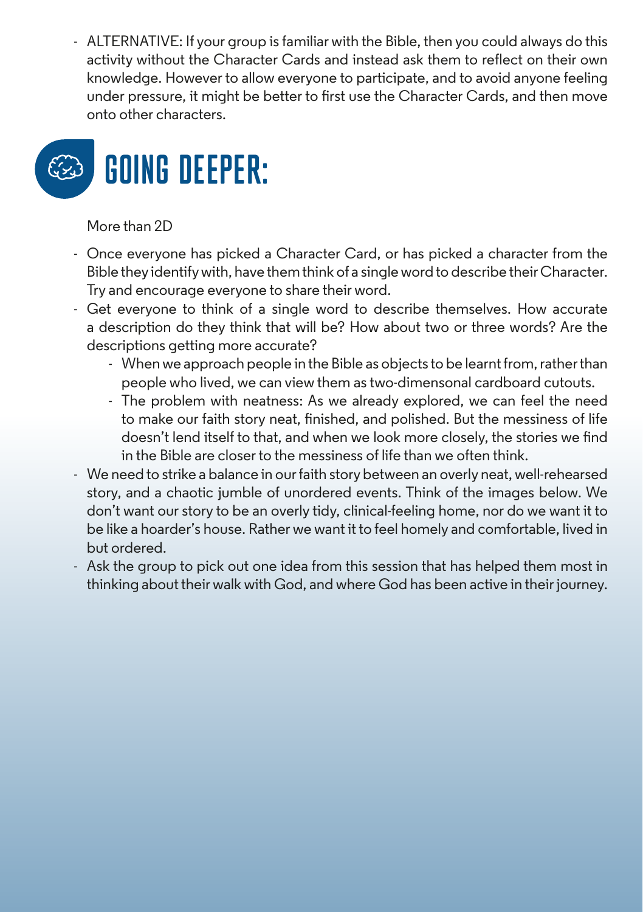- ALTERNATIVE: If your group is familiar with the Bible, then you could always do this activity without the Character Cards and instead ask them to reflect on their own knowledge. However to allow everyone to participate, and to avoid anyone feeling under pressure, it might be better to first use the Character Cards, and then move onto other characters.

## GOING DEEPER:

More than 2D

- Once everyone has picked a Character Card, or has picked a character from the Bible they identify with, have them think of a single word to describe their Character. Try and encourage everyone to share their word.
- Get everyone to think of a single word to describe themselves. How accurate a description do they think that will be? How about two or three words? Are the descriptions getting more accurate?
    - When we approach people in the Bible as objects to be learnt from, rather than people who lived, we can view them as two-dimensonal cardboard cutouts.
    - The problem with neatness: As we already explored, we can feel the need to make our faith story neat, finished, and polished. But the messiness of life doesn't lend itself to that, and when we look more closely, the stories we find in the Bible are closer to the messiness of life than we often think.
- We need to strike a balance in our faith story between an overly neat, well-rehearsed story, and a chaotic jumble of unordered events. Think of the images below. We don't want our story to be an overly tidy, clinical-feeling home, nor do we want it to be like a hoarder's house. Rather we want it to feel homely and comfortable, lived in but ordered.
- Ask the group to pick out one idea from this session that has helped them most in thinking about their walk with God, and where God has been active in their journey.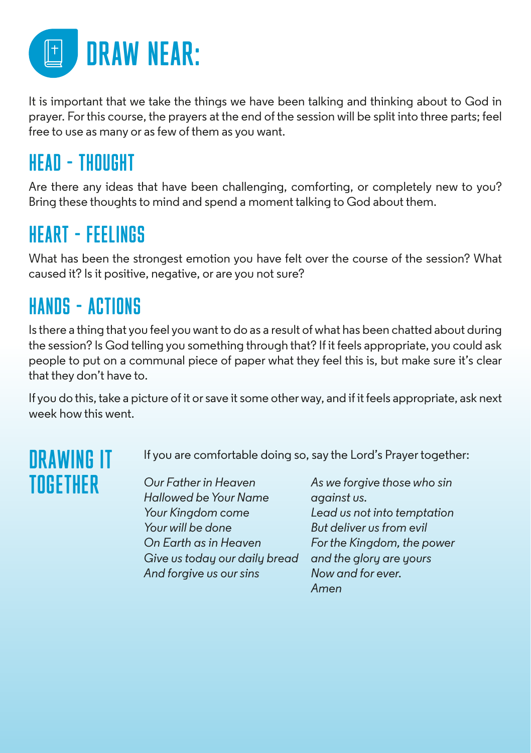# DRAW NEAR:

It is important that we take the things we have been talking and thinking about to God in prayer. For this course, the prayers at the end of the session will be split into three parts; feel free to use as many or as few of them as you want.

## HEAD - THOUGHT

Are there any ideas that have been challenging, comforting, or completely new to you? Bring these thoughts to mind and spend a moment talking to God about them.

## HEART - FEELINGS

What has been the strongest emotion you have felt over the course of the session? What caused it? Is it positive, negative, or are you not sure?

## HANDS - ACTIONS

Is there a thing that you feel you want to do as a result of what has been chatted about during the session? Is God telling you something through that? If it feels appropriate, you could ask people to put on a communal piece of paper what they feel this is, but make sure it's clear that they don't have to.

If you do this, take a picture of it or save it some other way, and if it feels appropriate, ask next week how this went.

## DRAWING IT TOGETHER

If you are comfortable doing so, say the Lord's Prayer together:

*Our Father in Heaven*
*Hallowed be Your Name*
*Your Kingdom come*
*Your will be done*
*On Earth as in Heaven*
*Give us today our daily bread*
*And forgive us our sins*
*As we forgive those who sin against us.*
*Lead us not into temptation*
*But deliver us from evil*
*For the Kingdom, the power and the glory are yours*
*Now and for ever.*
*Amen*